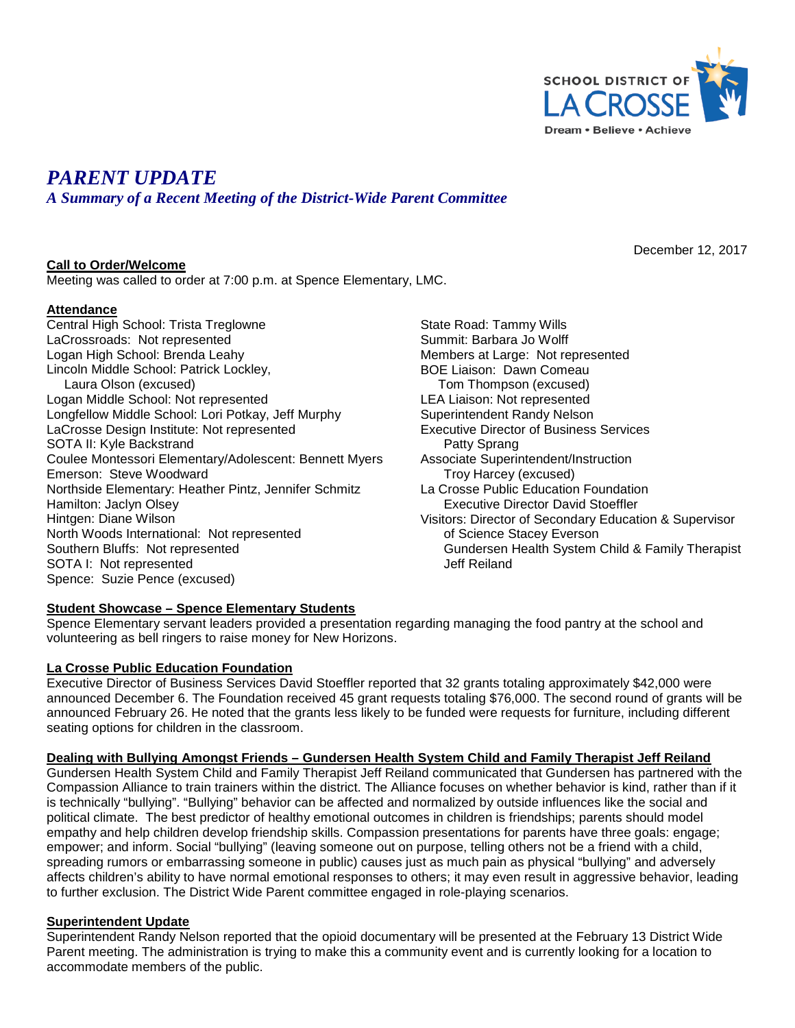SCHOOL DISTRICT OF LA CROSSE

Dream • Believe • Achieve

# *PARENT UPDATE*

## *A Summary of a Recent Meeting of the District-Wide Parent Committee*

December 12, 2017

**Call to Order/Welcome**

Meeting was called to order at 7:00 p.m. at Spence Elementary, LMC.

**Attendance**

Central High School: Trista Treglowne
LaCrossroads: Not represented
Logan High School: Brenda Leahy
Lincoln Middle School: Patrick Lockley,
Laura Olson (excused)
Logan Middle School: Not represented
Longfellow Middle School: Lori Potkay, Jeff Murphy
LaCrosse Design Institute: Not represented
SOTA II: Kyle Backstrand
Coulee Montessori Elementary/Adolescent: Bennett Myers
Emerson: Steve Woodward
Northside Elementary: Heather Pintz, Jennifer Schmitz
Hamilton: Jaclyn Olsey
Hintgen: Diane Wilson
North Woods International: Not represented
Southern Bluffs: Not represented
SOTA I: Not represented
Spence: Suzie Pence (excused)
State Road: Tammy Wills
Summit: Barbara Jo Wolff
Members at Large: Not represented
BOE Liaison: Dawn Comeau
Tom Thompson (excused)
LEA Liaison: Not represented
Superintendent Randy Nelson
Executive Director of Business Services
Patty Sprang
Associate Superintendent/Instruction
Troy Harcey (excused)
La Crosse Public Education Foundation
Executive Director David Stoeffler
Visitors: Director of Secondary Education & Supervisor
of Science Stacey Everson
Gundersen Health System Child & Family Therapist
Jeff Reiland

**Student Showcase – Spence Elementary Students**

Spence Elementary servant leaders provided a presentation regarding managing the food pantry at the school and volunteering as bell ringers to raise money for New Horizons.

**La Crosse Public Education Foundation**

Executive Director of Business Services David Stoeffler reported that 32 grants totaling approximately $42,000 were announced December 6. The Foundation received 45 grant requests totaling $76,000. The second round of grants will be announced February 26. He noted that the grants less likely to be funded were requests for furniture, including different seating options for children in the classroom.

**Dealing with Bullying Amongst Friends – Gundersen Health System Child and Family Therapist Jeff Reiland**

Gundersen Health System Child and Family Therapist Jeff Reiland communicated that Gundersen has partnered with the Compassion Alliance to train trainers within the district. The Alliance focuses on whether behavior is kind, rather than if it is technically "bullying". "Bullying" behavior can be affected and normalized by outside influences like the social and political climate. The best predictor of healthy emotional outcomes in children is friendships; parents should model empathy and help children develop friendship skills. Compassion presentations for parents have three goals: engage; empower; and inform. Social "bullying" (leaving someone out on purpose, telling others not be a friend with a child, spreading rumors or embarrassing someone in public) causes just as much pain as physical "bullying" and adversely affects children's ability to have normal emotional responses to others; it may even result in aggressive behavior, leading to further exclusion. The District Wide Parent committee engaged in role-playing scenarios.

**Superintendent Update**

Superintendent Randy Nelson reported that the opioid documentary will be presented at the February 13 District Wide Parent meeting. The administration is trying to make this a community event and is currently looking for a location to accommodate members of the public.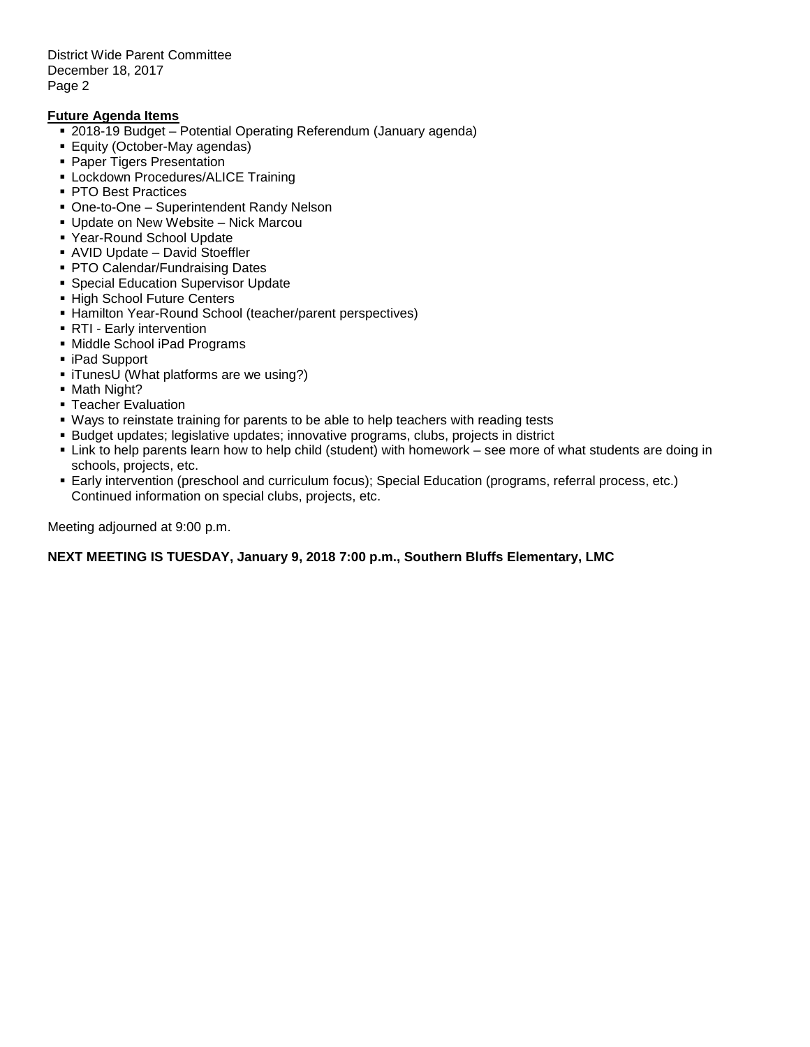**Future Agenda Items**

- 2018-19 Budget – Potential Operating Referendum (January agenda)
- Equity (October-May agendas)
- Paper Tigers Presentation
- Lockdown Procedures/ALICE Training
- PTO Best Practices
- One-to-One – Superintendent Randy Nelson
- Update on New Website – Nick Marcou
- Year-Round School Update
- AVID Update – David Stoeffler
- PTO Calendar/Fundraising Dates
- Special Education Supervisor Update
- High School Future Centers
- Hamilton Year-Round School (teacher/parent perspectives)
- RTI - Early intervention
- Middle School iPad Programs
- iPad Support
- iTunesU (What platforms are we using?)
- Math Night?
- Teacher Evaluation
- Ways to reinstate training for parents to be able to help teachers with reading tests
- Budget updates; legislative updates; innovative programs, clubs, projects in district
- Link to help parents learn how to help child (student) with homework – see more of what students are doing in schools, projects, etc.
- Early intervention (preschool and curriculum focus); Special Education (programs, referral process, etc.) Continued information on special clubs, projects, etc.

Meeting adjourned at 9:00 p.m.

**NEXT MEETING IS TUESDAY, January 9, 2018 7:00 p.m., Southern Bluffs Elementary, LMC**